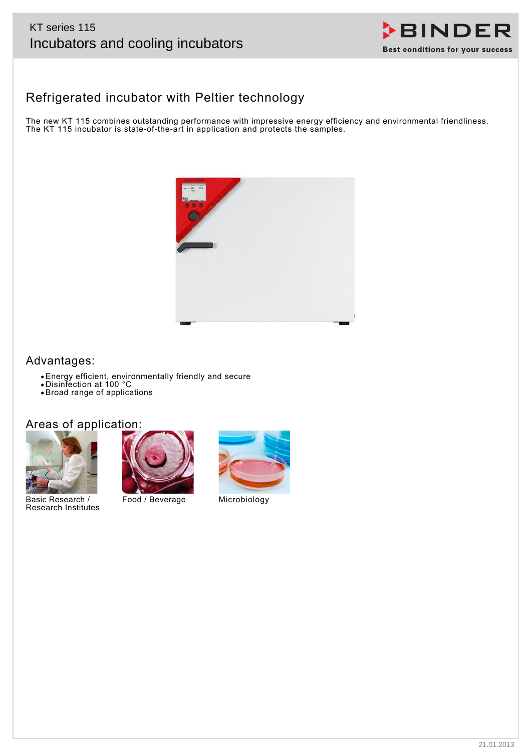# KT series 115

## Incubators and cooling incubators

## Refrigerated incubator with Peltier technology

The new KT 115 combines outstanding performance with impressive energy efficiency and environmental friendliness. The KT 115 incubator is state-of-the-art in application and protects the samples.

## Advantages:

- Energy efficient, environmentally friendly and secure
- Disinfection at 100 °C
- Broad range of applications

## Areas of application:

Basic Research / Research Institutes

Food / Beverage

Microbiology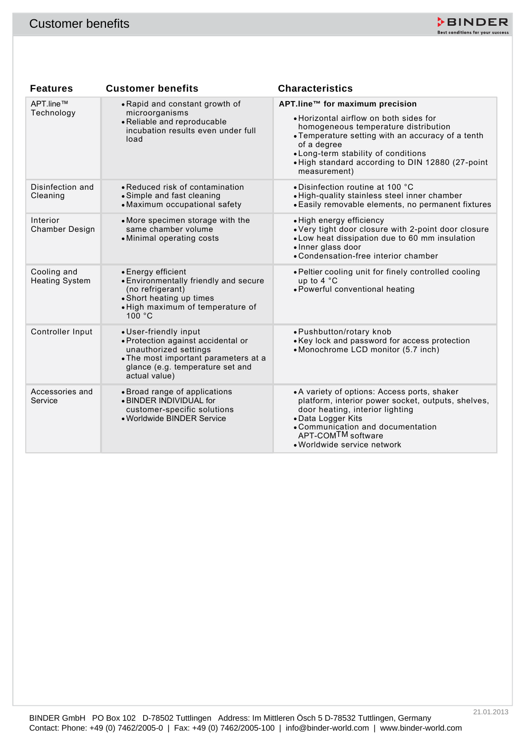# Customer benefits

| Features | Customer benefits | Characteristics |
|---|---|---|
| APT.line™ Technology | • Rapid and constant growth of microorganisms<br>• Reliable and reproducable incubation results even under full load | **APT.line™ for maximum precision**<br>• Horizontal airflow on both sides for homogeneous temperature distribution<br>• Temperature setting with an accuracy of a tenth of a degree<br>• Long-term stability of conditions<br>• High standard according to DIN 12880 (27-point measurement) |
| Disinfection and Cleaning | • Reduced risk of contamination<br>• Simple and fast cleaning<br>• Maximum occupational safety | • Disinfection routine at 100 °C<br>• High-quality stainless steel inner chamber<br>• Easily removable elements, no permanent fixtures |
| Interior Chamber Design | • More specimen storage with the same chamber volume<br>• Minimal operating costs | • High energy efficiency<br>• Very tight door closure with 2-point door closure<br>• Low heat dissipation due to 60 mm insulation<br>• Inner glass door<br>• Condensation-free interior chamber |
| Cooling and Heating System | • Energy efficient<br>• Environmentally friendly and secure (no refrigerant)<br>• Short heating up times<br>• High maximum of temperature of 100 °C | • Peltier cooling unit for finely controlled cooling up to 4 °C<br>• Powerful conventional heating |
| Controller Input | • User-friendly input<br>• Protection against accidental or unauthorized settings<br>• The most important parameters at a glance (e.g. temperature set and actual value) | • Pushbutton/rotary knob<br>• Key lock and password for access protection<br>• Monochrome LCD monitor (5.7 inch) |
| Accessories and Service | • Broad range of applications<br>• BINDER INDIVIDUAL for customer-specific solutions<br>• Worldwide BINDER Service | • A variety of options: Access ports, shaker platform, interior power socket, outputs, shelves, door heating, interior lighting<br>• Data Logger Kits<br>• Communication and documentation APT-COM™ software<br>• Worldwide service network |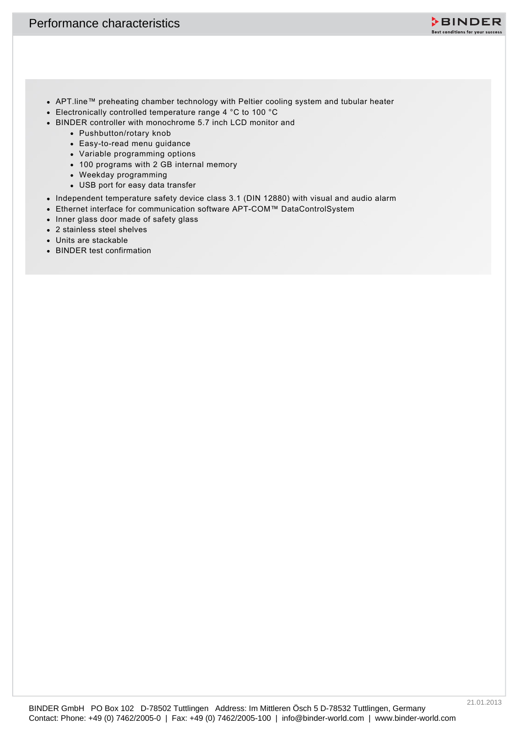# Performance characteristics

- APT.line™ preheating chamber technology with Peltier cooling system and tubular heater
- Electronically controlled temperature range 4 °C to 100 °C
- BINDER controller with monochrome 5.7 inch LCD monitor and
  - Pushbutton/rotary knob
  - Easy-to-read menu guidance
  - Variable programming options
  - 100 programs with 2 GB internal memory
  - Weekday programming
  - USB port for easy data transfer
- Independent temperature safety device class 3.1 (DIN 12880) with visual and audio alarm
- Ethernet interface for communication software APT-COM™ DataControlSystem
- Inner glass door made of safety glass
- 2 stainless steel shelves
- Units are stackable
- BINDER test confirmation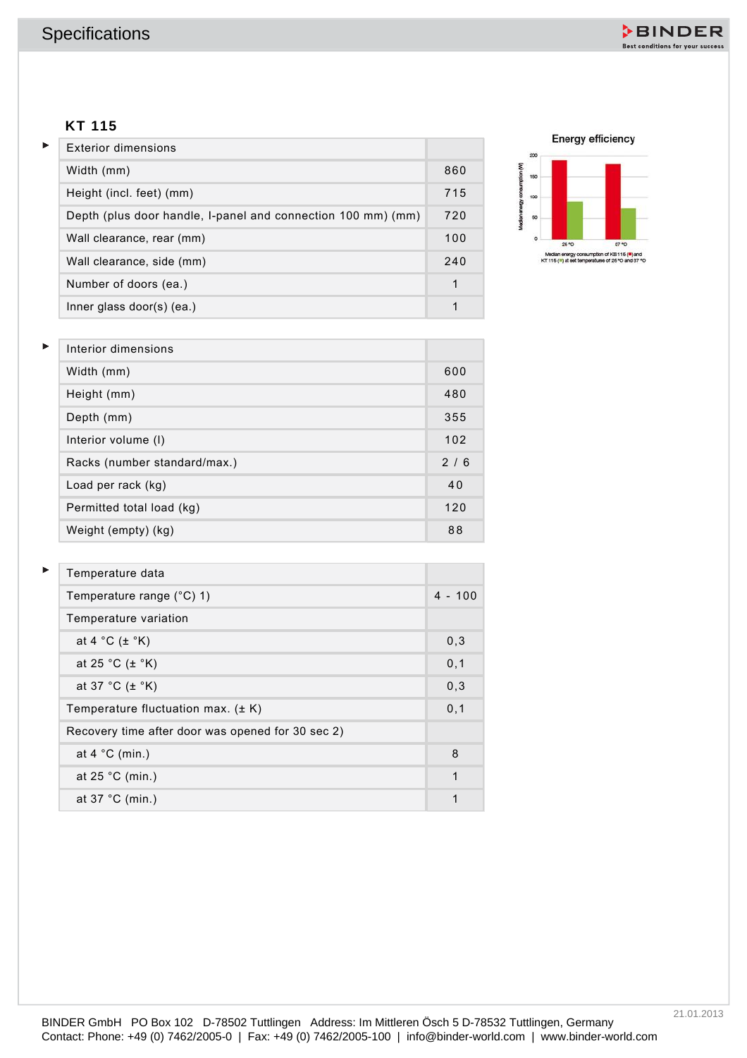## Specifications

### KT 115

| Exterior dimensions | |
|---|---|
| Width (mm) | 860 |
| Height (incl. feet) (mm) | 715 |
| Depth (plus door handle, I-panel and connection 100 mm) (mm) | 720 |
| Wall clearance, rear (mm) | 100 |
| Wall clearance, side (mm) | 240 |
| Number of doors (ea.) | 1 |
| Inner glass door(s) (ea.) | 1 |

| Interior dimensions | |
|---|---|
| Width (mm) | 600 |
| Height (mm) | 480 |
| Depth (mm) | 355 |
| Interior volume (l) | 102 |
| Racks (number standard/max.) | 2 / 6 |
| Load per rack (kg) | 40 |
| Permitted total load (kg) | 120 |
| Weight (empty) (kg) | 88 |

| Temperature data | |
|---|---|
| Temperature range (°C) 1) | 4 - 100 |
| Temperature variation | |
| at 4 °C (± °K) | 0,3 |
| at 25 °C (± °K) | 0,1 |
| at 37 °C (± °K) | 0,3 |
| Temperature fluctuation max. (± K) | 0,1 |
| Recovery time after door was opened for 30 sec 2) | |
| at 4 °C (min.) | 8 |
| at 25 °C (min.) | 1 |
| at 37 °C (min.) | 1 |

**Energy efficiency**

Median energy consumption of KB 115 (■) and KT 115 (■) at set temperatures of 25 °C and 37 °C

BINDER GmbH PO Box 102 D-78502 Tuttlingen Address: Im Mittleren Ösch 5 D-78532 Tuttlingen, Germany
Contact: Phone: +49 (0) 7462/2005-0 | Fax: +49 (0) 7462/2005-100 | info@binder-world.com | www.binder-world.com

21.01.2013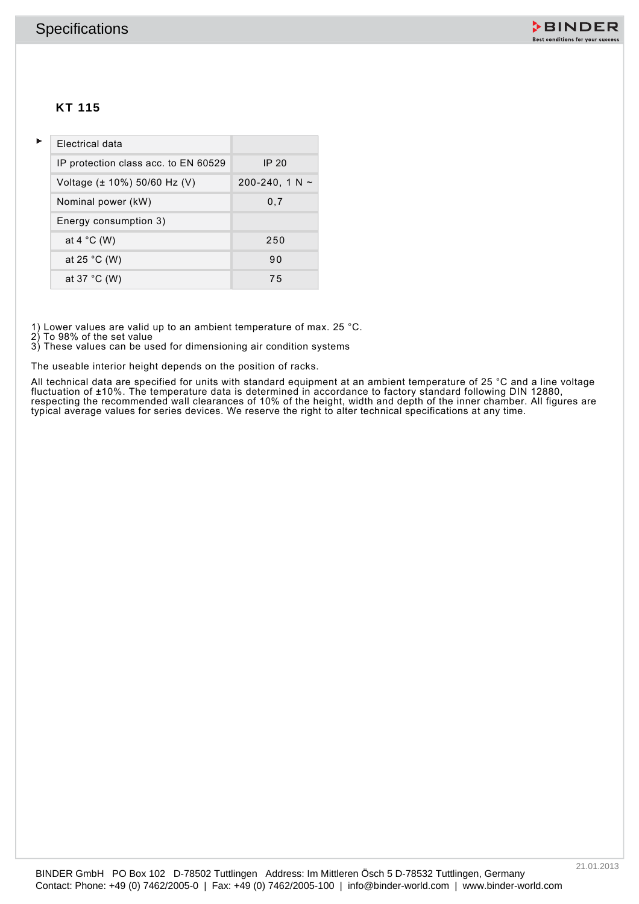## Specifications

### KT 115

| Electrical data | |
|---|---|
| IP protection class acc. to EN 60529 | IP 20 |
| Voltage (± 10%) 50/60 Hz (V) | 200-240, 1 N ~ |
| Nominal power (kW) | 0,7 |
| Energy consumption 3) | |
| at 4 °C (W) | 250 |
| at 25 °C (W) | 90 |
| at 37 °C (W) | 75 |

1) Lower values are valid up to an ambient temperature of max. 25 °C.
2) To 98% of the set value
3) These values can be used for dimensioning air condition systems

The useable interior height depends on the position of racks.

All technical data are specified for units with standard equipment at an ambient temperature of 25 °C and a line voltage fluctuation of ±10%. The temperature data is determined in accordance to factory standard following DIN 12880, respecting the recommended wall clearances of 10% of the height, width and depth of the inner chamber. All figures are typical average values for series devices. We reserve the right to alter technical specifications at any time.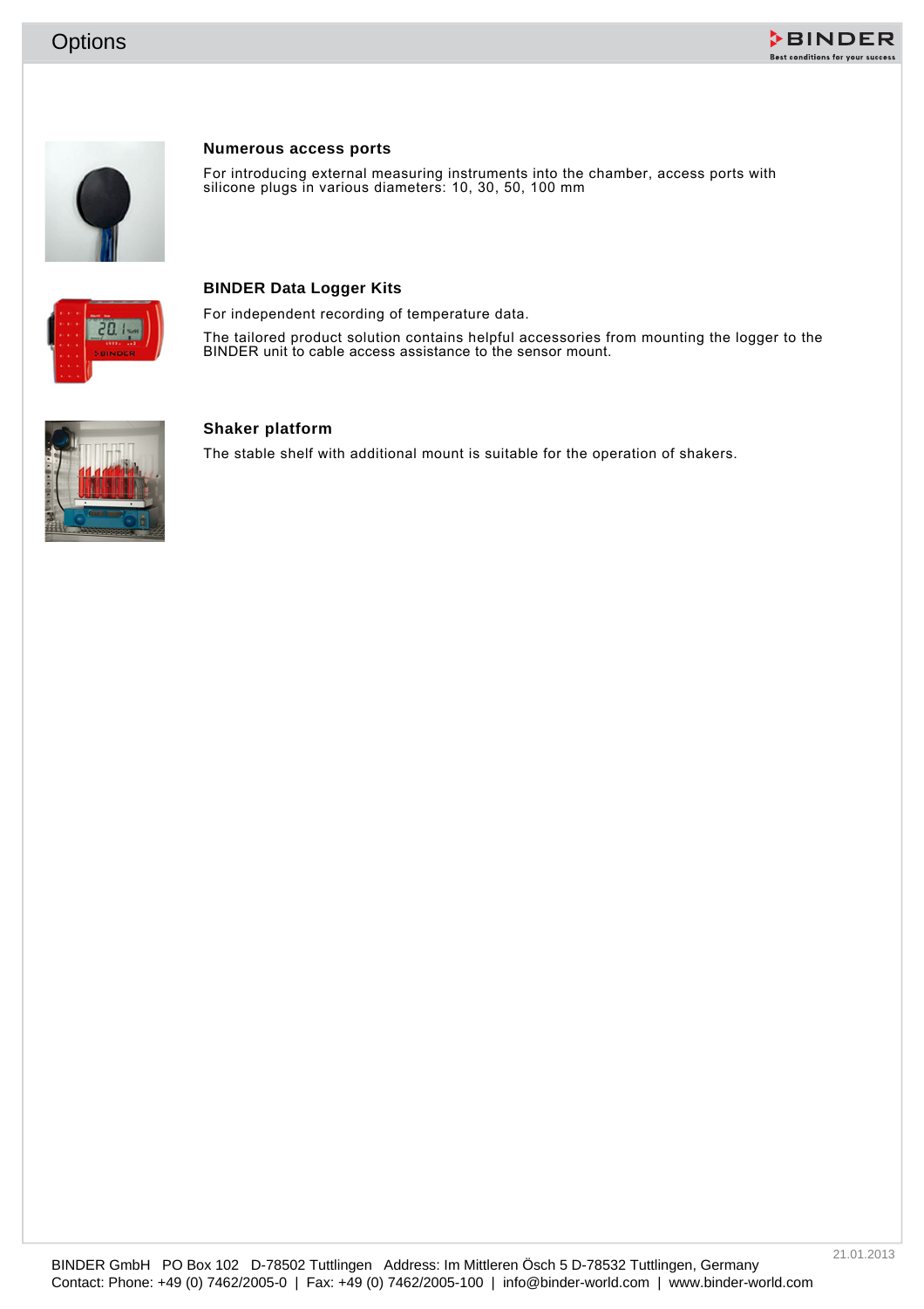# Options

### Numerous access ports

For introducing external measuring instruments into the chamber, access ports with silicone plugs in various diameters: 10, 30, 50, 100 mm

### BINDER Data Logger Kits

For independent recording of temperature data.

The tailored product solution contains helpful accessories from mounting the logger to the BINDER unit to cable access assistance to the sensor mount.

### Shaker platform

The stable shelf with additional mount is suitable for the operation of shakers.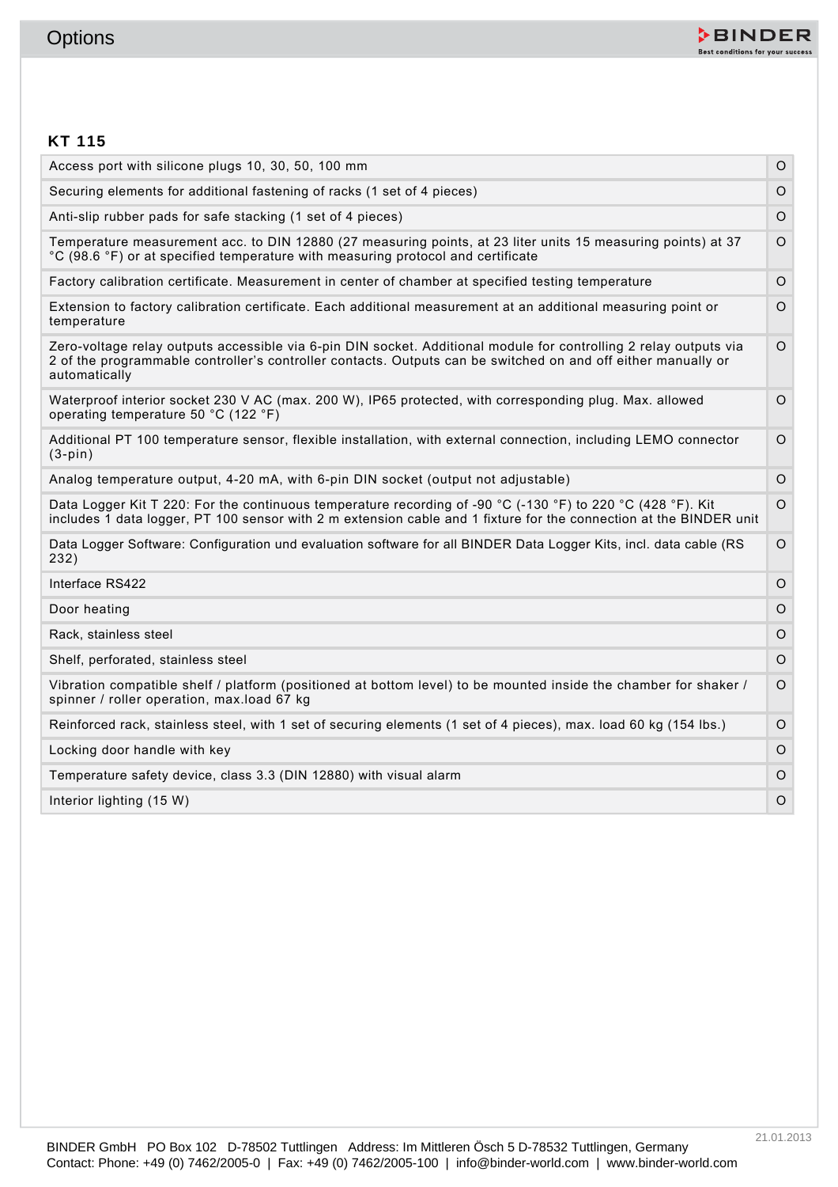# Options

## KT 115

| | |
|---|---|
| Access port with silicone plugs 10, 30, 50, 100 mm | O |
| Securing elements for additional fastening of racks (1 set of 4 pieces) | O |
| Anti-slip rubber pads for safe stacking (1 set of 4 pieces) | O |
| Temperature measurement acc. to DIN 12880 (27 measuring points, at 23 liter units 15 measuring points) at 37 °C (98.6 °F) or at specified temperature with measuring protocol and certificate | O |
| Factory calibration certificate. Measurement in center of chamber at specified testing temperature | O |
| Extension to factory calibration certificate. Each additional measurement at an additional measuring point or temperature | O |
| Zero-voltage relay outputs accessible via 6-pin DIN socket. Additional module for controlling 2 relay outputs via 2 of the programmable controller's controller contacts. Outputs can be switched on and off either manually or automatically | O |
| Waterproof interior socket 230 V AC (max. 200 W), IP65 protected, with corresponding plug. Max. allowed operating temperature 50 °C (122 °F) | O |
| Additional PT 100 temperature sensor, flexible installation, with external connection, including LEMO connector (3-pin) | O |
| Analog temperature output, 4-20 mA, with 6-pin DIN socket (output not adjustable) | O |
| Data Logger Kit T 220: For the continuous temperature recording of -90 °C (-130 °F) to 220 °C (428 °F). Kit includes 1 data logger, PT 100 sensor with 2 m extension cable and 1 fixture for the connection at the BINDER unit | O |
| Data Logger Software: Configuration und evaluation software for all BINDER Data Logger Kits, incl. data cable (RS 232) | O |
| Interface RS422 | O |
| Door heating | O |
| Rack, stainless steel | O |
| Shelf, perforated, stainless steel | O |
| Vibration compatible shelf / platform (positioned at bottom level) to be mounted inside the chamber for shaker / spinner / roller operation, max.load 67 kg | O |
| Reinforced rack, stainless steel, with 1 set of securing elements (1 set of 4 pieces), max. load 60 kg (154 lbs.) | O |
| Locking door handle with key | O |
| Temperature safety device, class 3.3 (DIN 12880) with visual alarm | O |
| Interior lighting (15 W) | O |